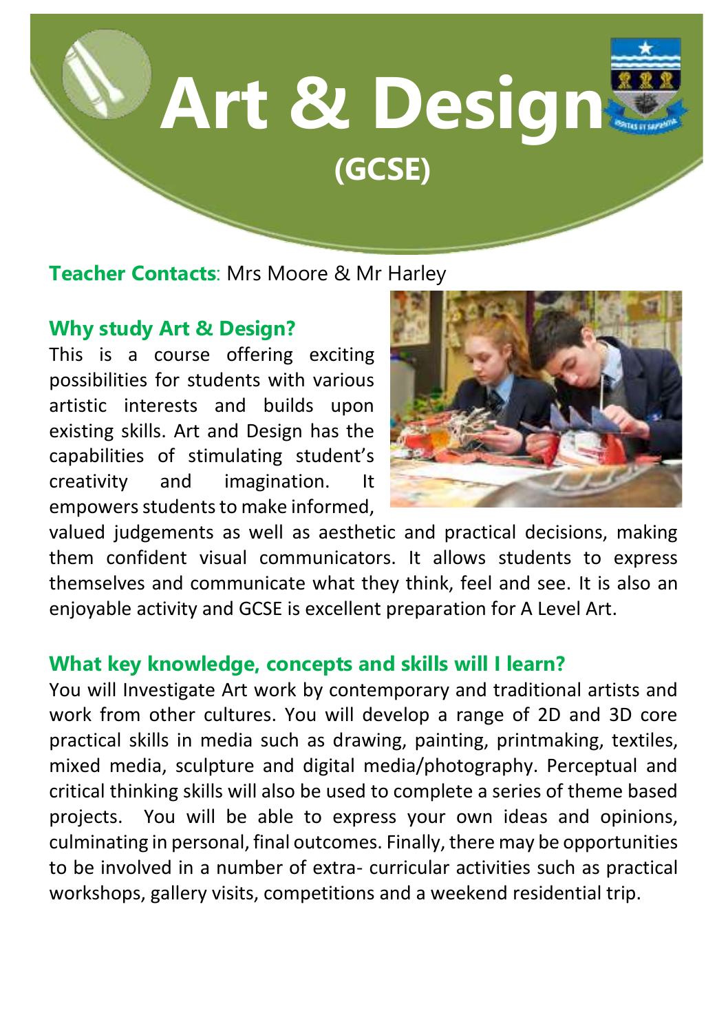# Art & Design (GCSE)

**Teacher Contacts**: Mrs Moore & Mr Harley

## Why study Art & Design?

This is a course offering exciting possibilities for students with various artistic interests and builds upon existing skills. Art and Design has the capabilities of stimulating student's creativity and imagination. It empowers students to make informed, valued judgements as well as aesthetic and practical decisions, making them confident visual communicators. It allows students to express themselves and communicate what they think, feel and see. It is also an enjoyable activity and GCSE is excellent preparation for A Level Art.

## What key knowledge, concepts and skills will I learn?

You will Investigate Art work by contemporary and traditional artists and work from other cultures. You will develop a range of 2D and 3D core practical skills in media such as drawing, painting, printmaking, textiles, mixed media, sculpture and digital media/photography. Perceptual and critical thinking skills will also be used to complete a series of theme based projects. You will be able to express your own ideas and opinions, culminating in personal, final outcomes. Finally, there may be opportunities to be involved in a number of extra- curricular activities such as practical workshops, gallery visits, competitions and a weekend residential trip.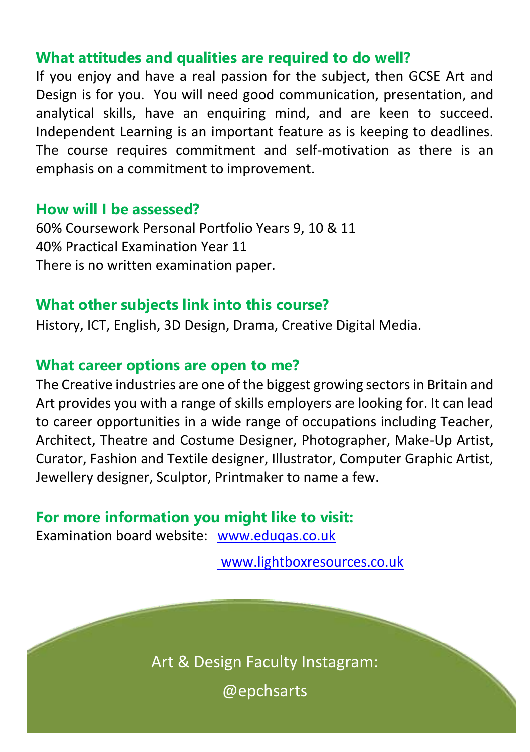## What attitudes and qualities are required to do well?

If you enjoy and have a real passion for the subject, then GCSE Art and Design is for you. You will need good communication, presentation, and analytical skills, have an enquiring mind, and are keen to succeed. Independent Learning is an important feature as is keeping to deadlines. The course requires commitment and self-motivation as there is an emphasis on a commitment to improvement.

## How will I be assessed?

60% Coursework Personal Portfolio Years 9, 10 & 11
40% Practical Examination Year 11
There is no written examination paper.

## What other subjects link into this course?

History, ICT, English, 3D Design, Drama, Creative Digital Media.

## What career options are open to me?

The Creative industries are one of the biggest growing sectors in Britain and Art provides you with a range of skills employers are looking for. It can lead to career opportunities in a wide range of occupations including Teacher, Architect, Theatre and Costume Designer, Photographer, Make-Up Artist, Curator, Fashion and Textile designer, Illustrator, Computer Graphic Artist, Jewellery designer, Sculptor, Printmaker to name a few.

## For more information you might like to visit:

Examination board website: www.eduqas.co.uk

www.lightboxresources.co.uk

Art & Design Faculty Instagram:

@epchsarts